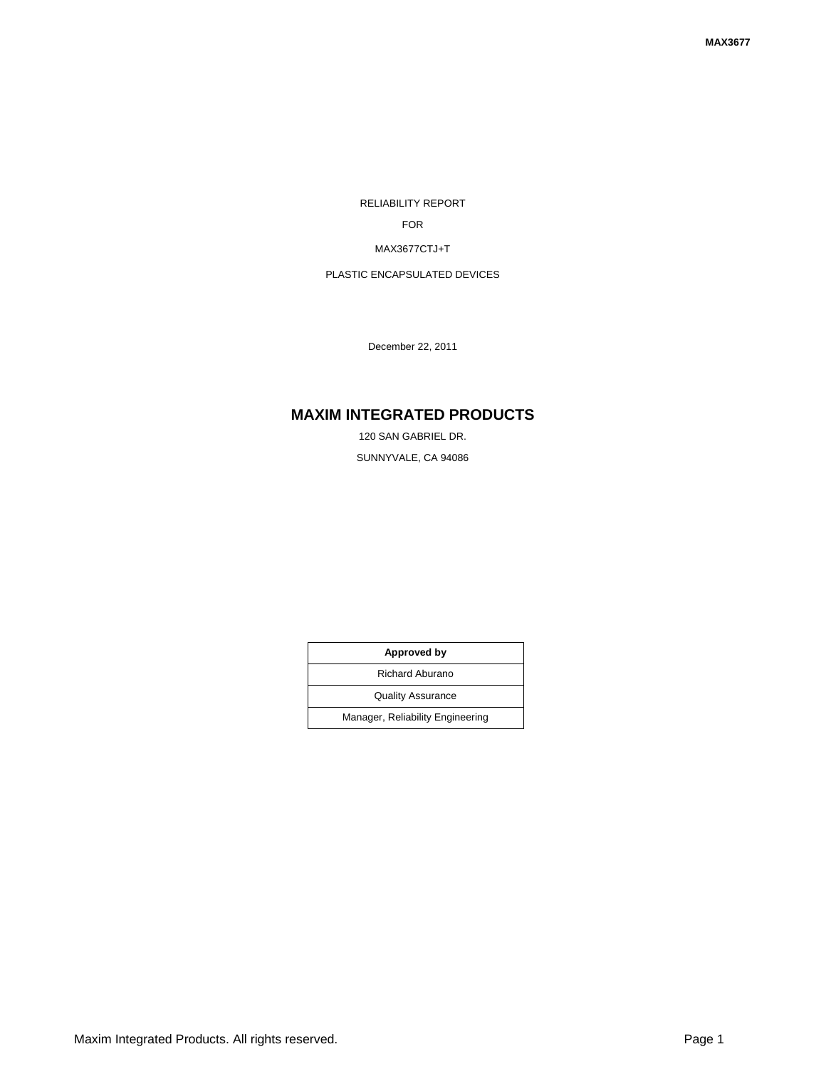RELIABILITY REPORT

FOR

MAX3677CTJ+T

PLASTIC ENCAPSULATED DEVICES

December 22, 2011

# MAXIM INTEGRATED PRODUCTS

120 SAN GABRIEL DR.

SUNNYVALE, CA 94086

| Approved by |
|---|
| Richard Aburano |
| Quality Assurance |
| Manager, Reliability Engineering |

Maxim Integrated Products. All rights reserved.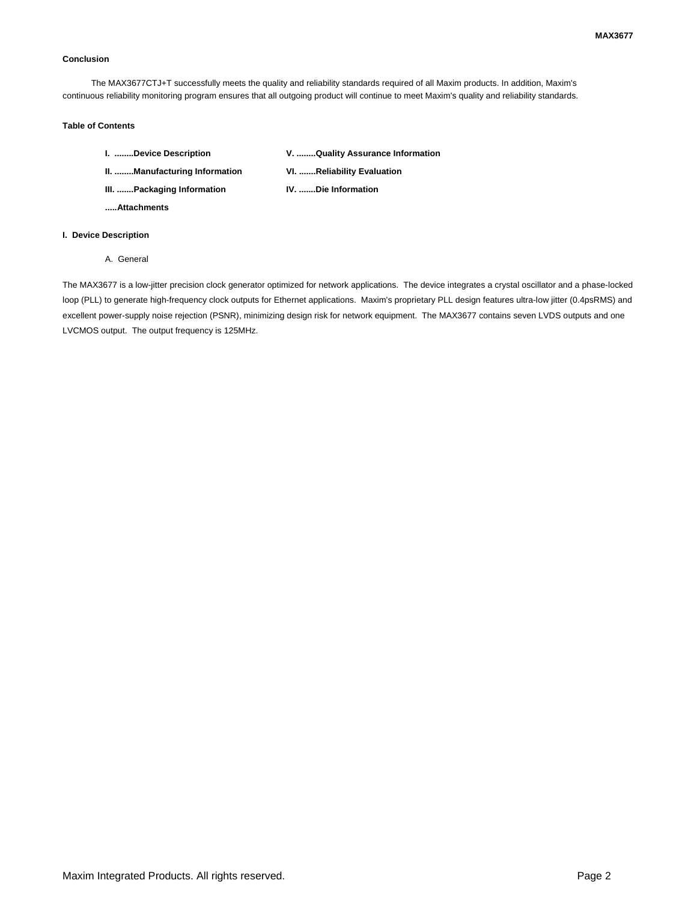**Conclusion**

The MAX3677CTJ+T successfully meets the quality and reliability standards required of all Maxim products. In addition, Maxim's continuous reliability monitoring program ensures that all outgoing product will continue to meet Maxim's quality and reliability standards.

**Table of Contents**

- **I. ........Device Description**
- **II. ........Manufacturing Information**
- **III. .......Packaging Information**
- **.....Attachments**
- **V. ........Quality Assurance Information**
- **VI. .......Reliability Evaluation**
- **IV. .......Die Information**

## I. Device Description

A. General

The MAX3677 is a low-jitter precision clock generator optimized for network applications. The device integrates a crystal oscillator and a phase-locked loop (PLL) to generate high-frequency clock outputs for Ethernet applications. Maxim's proprietary PLL design features ultra-low jitter (0.4psRMS) and excellent power-supply noise rejection (PSNR), minimizing design risk for network equipment. The MAX3677 contains seven LVDS outputs and one LVCMOS output. The output frequency is 125MHz.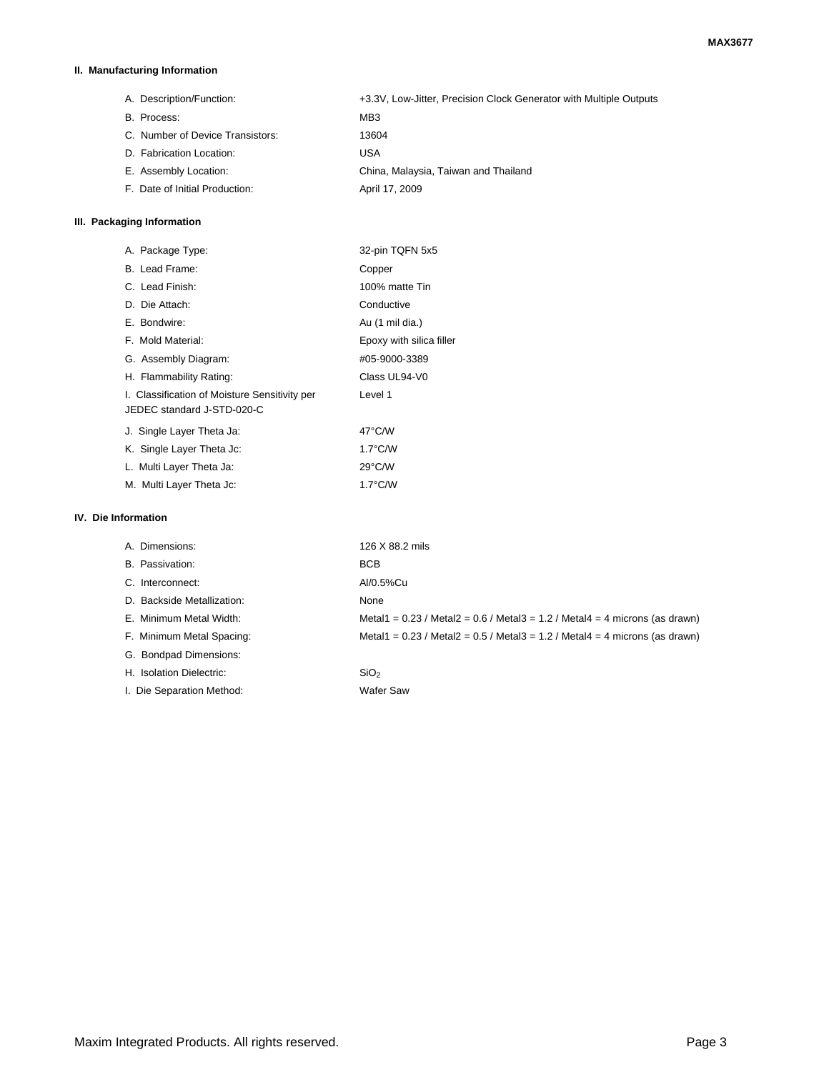## II. Manufacturing Information

| | |
|---|---|
| A. Description/Function: | +3.3V, Low-Jitter, Precision Clock Generator with Multiple Outputs |
| B. Process: | MB3 |
| C. Number of Device Transistors: | 13604 |
| D. Fabrication Location: | USA |
| E. Assembly Location: | China, Malaysia, Taiwan and Thailand |
| F. Date of Initial Production: | April 17, 2009 |

## III. Packaging Information

| | |
|---|---|
| A. Package Type: | 32-pin TQFN 5x5 |
| B. Lead Frame: | Copper |
| C. Lead Finish: | 100% matte Tin |
| D. Die Attach: | Conductive |
| E. Bondwire: | Au (1 mil dia.) |
| F. Mold Material: | Epoxy with silica filler |
| G. Assembly Diagram: | #05-9000-3389 |
| H. Flammability Rating: | Class UL94-V0 |
| I. Classification of Moisture Sensitivity per JEDEC standard J-STD-020-C | Level 1 |
| J. Single Layer Theta Ja: | 47°C/W |
| K. Single Layer Theta Jc: | 1.7°C/W |
| L. Multi Layer Theta Ja: | 29°C/W |
| M. Multi Layer Theta Jc: | 1.7°C/W |

## IV. Die Information

| | |
|---|---|
| A. Dimensions: | 126 X 88.2 mils |
| B. Passivation: | BCB |
| C. Interconnect: | Al/0.5%Cu |
| D. Backside Metallization: | None |
| E. Minimum Metal Width: | Metal1 = 0.23 / Metal2 = 0.6 / Metal3 = 1.2 / Metal4 = 4 microns (as drawn) |
| F. Minimum Metal Spacing: | Metal1 = 0.23 / Metal2 = 0.5 / Metal3 = 1.2 / Metal4 = 4 microns (as drawn) |
| G. Bondpad Dimensions: | |
| H. Isolation Dielectric: | $SiO_2$ |
| I. Die Separation Method: | Wafer Saw |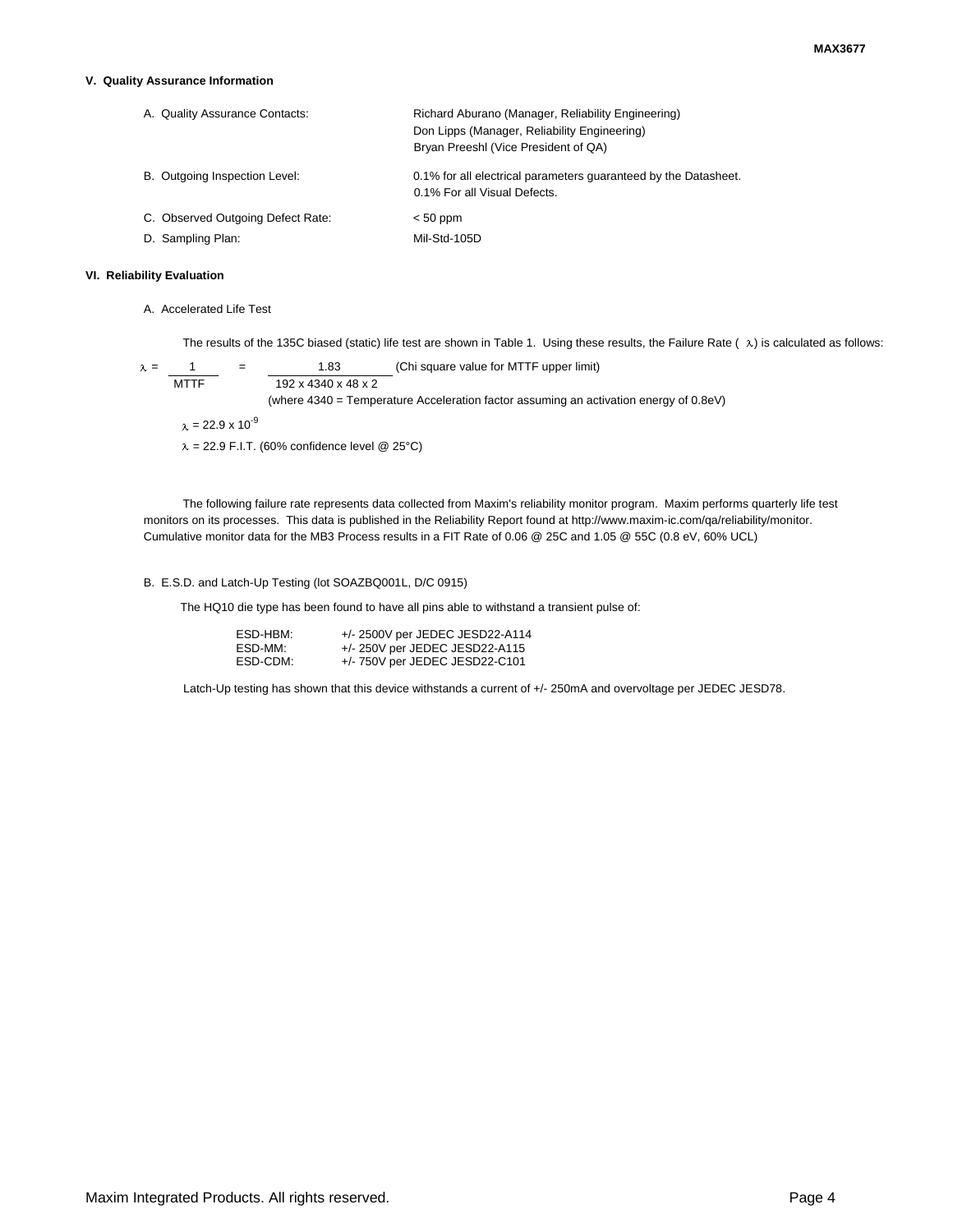## V. Quality Assurance Information

A. Quality Assurance Contacts: Richard Aburano (Manager, Reliability Engineering)
Don Lipps (Manager, Reliability Engineering)
Bryan Preeshl (Vice President of QA)

B. Outgoing Inspection Level: 0.1% for all electrical parameters guaranteed by the Datasheet.
0.1% For all Visual Defects.

C. Observed Outgoing Defect Rate: < 50 ppm

D. Sampling Plan: Mil-Std-105D

## VI. Reliability Evaluation

A. Accelerated Life Test

The results of the 135C biased (static) life test are shown in Table 1. Using these results, the Failure Rate ( $\lambda$) is calculated as follows:

$$\lambda = \frac{1}{\text{MTTF}} = \frac{1.83}{192 \times 4340 \times 48 \times 2} \text{ (Chi square value for MTTF upper limit)}$$

(where 4340 = Temperature Acceleration factor assuming an activation energy of 0.8eV)

$\lambda = 22.9 \times 10^{-9}$

$\lambda$ = 22.9 F.I.T. (60% confidence level @ 25°C)

The following failure rate represents data collected from Maxim's reliability monitor program. Maxim performs quarterly life test monitors on its processes. This data is published in the Reliability Report found at http://www.maxim-ic.com/qa/reliability/monitor. Cumulative monitor data for the MB3 Process results in a FIT Rate of 0.06 @ 25C and 1.05 @ 55C (0.8 eV, 60% UCL)

B. E.S.D. and Latch-Up Testing (lot SOAZBQ001L, D/C 0915)

The HQ10 die type has been found to have all pins able to withstand a transient pulse of:

ESD-HBM: +/- 2500V per JEDEC JESD22-A114
ESD-MM: +/- 250V per JEDEC JESD22-A115
ESD-CDM: +/- 750V per JEDEC JESD22-C101

Latch-Up testing has shown that this device withstands a current of +/- 250mA and overvoltage per JEDEC JESD78.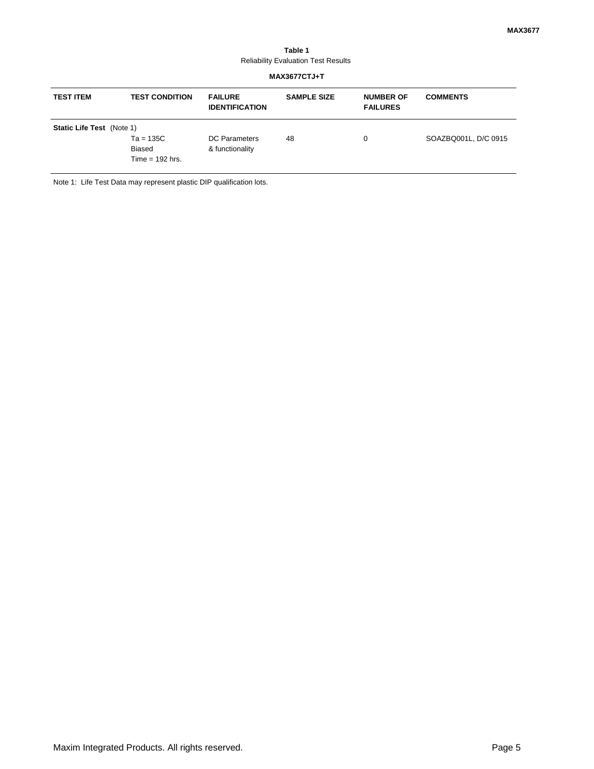**Table 1**

Reliability Evaluation Test Results

**MAX3677CTJ+T**

| TEST ITEM | TEST CONDITION | FAILURE IDENTIFICATION | SAMPLE SIZE | NUMBER OF FAILURES | COMMENTS |
|---|---|---|---|---|---|
| **Static Life Test** (Note 1) | | | | | |
| | Ta = 135C<br>Biased<br>Time = 192 hrs. | DC Parameters<br>& functionality | 48 | 0 | SOAZBQ001L, D/C 0915 |

Note 1: Life Test Data may represent plastic DIP qualification lots.

Maxim Integrated Products. All rights reserved.